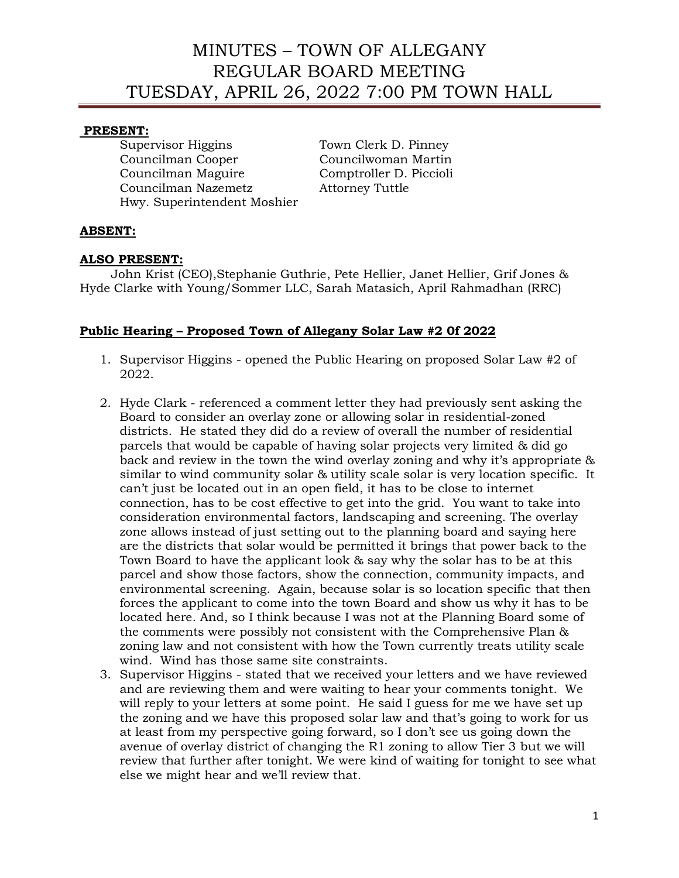# MINUTES – TOWN OF ALLEGANY
# REGULAR BOARD MEETING
# TUESDAY, APRIL 26, 2022 7:00 PM TOWN HALL

**PRESENT:**

Supervisor Higgins
Councilman Cooper
Councilman Maguire
Councilman Nazemetz
Hwy. Superintendent Moshier
Town Clerk D. Pinney
Councilwoman Martin
Comptroller D. Piccioli
Attorney Tuttle

**ABSENT:**

**ALSO PRESENT:**

John Krist (CEO),Stephanie Guthrie, Pete Hellier, Janet Hellier, Grif Jones & Hyde Clarke with Young/Sommer LLC, Sarah Matasich, April Rahmadhan (RRC)

## Public Hearing – Proposed Town of Allegany Solar Law #2 0f 2022

1. Supervisor Higgins - opened the Public Hearing on proposed Solar Law #2 of 2022.

2. Hyde Clark - referenced a comment letter they had previously sent asking the Board to consider an overlay zone or allowing solar in residential-zoned districts. He stated they did do a review of overall the number of residential parcels that would be capable of having solar projects very limited & did go back and review in the town the wind overlay zoning and why it's appropriate & similar to wind community solar & utility scale solar is very location specific. It can't just be located out in an open field, it has to be close to internet connection, has to be cost effective to get into the grid. You want to take into consideration environmental factors, landscaping and screening. The overlay zone allows instead of just setting out to the planning board and saying here are the districts that solar would be permitted it brings that power back to the Town Board to have the applicant look & say why the solar has to be at this parcel and show those factors, show the connection, community impacts, and environmental screening. Again, because solar is so location specific that then forces the applicant to come into the town Board and show us why it has to be located here. And, so I think because I was not at the Planning Board some of the comments were possibly not consistent with the Comprehensive Plan & zoning law and not consistent with how the Town currently treats utility scale wind. Wind has those same site constraints.

3. Supervisor Higgins - stated that we received your letters and we have reviewed and are reviewing them and were waiting to hear your comments tonight. We will reply to your letters at some point. He said I guess for me we have set up the zoning and we have this proposed solar law and that's going to work for us at least from my perspective going forward, so I don't see us going down the avenue of overlay district of changing the R1 zoning to allow Tier 3 but we will review that further after tonight. We were kind of waiting for tonight to see what else we might hear and we'll review that.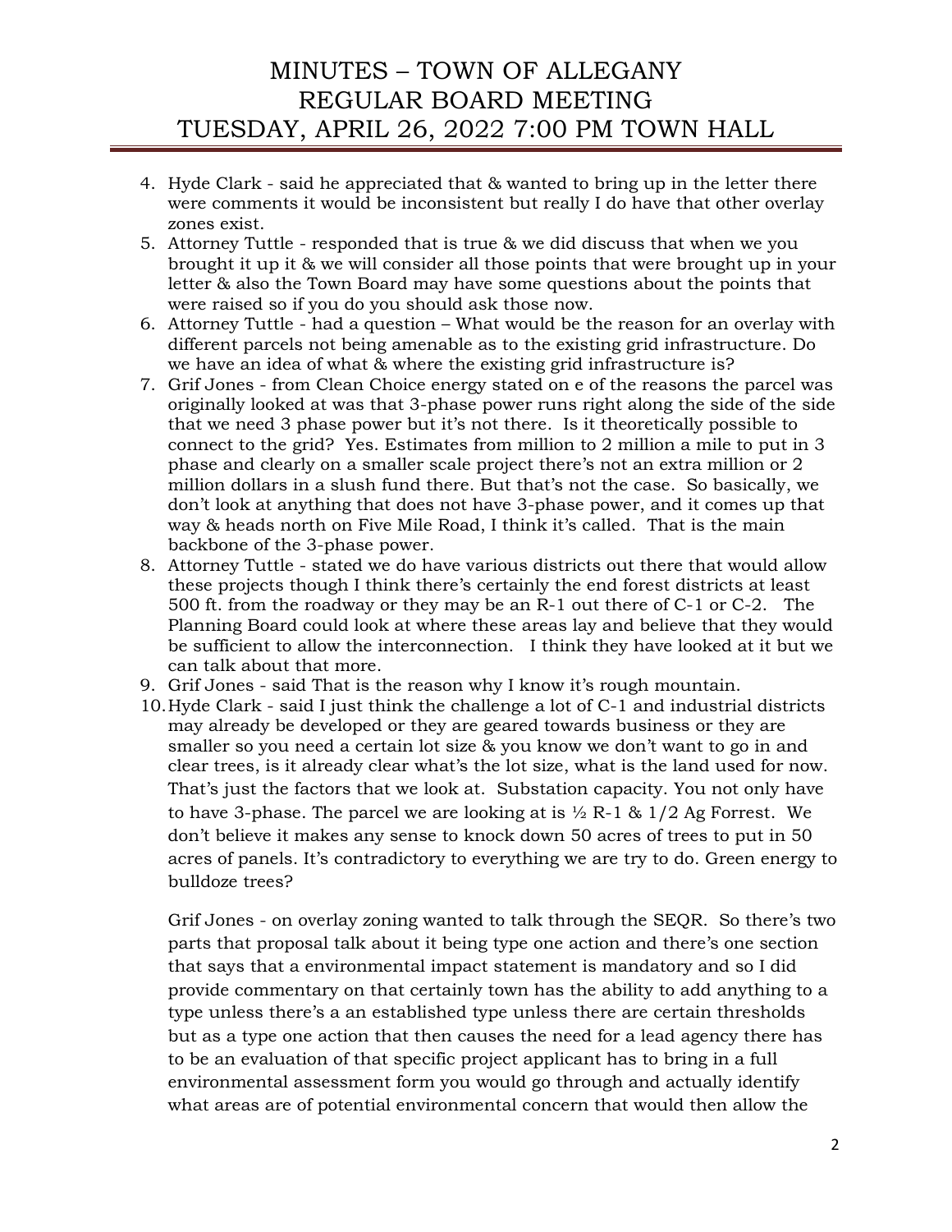4. Hyde Clark - said he appreciated that & wanted to bring up in the letter there were comments it would be inconsistent but really I do have that other overlay zones exist.
5. Attorney Tuttle - responded that is true & we did discuss that when we you brought it up it & we will consider all those points that were brought up in your letter & also the Town Board may have some questions about the points that were raised so if you do you should ask those now.
6. Attorney Tuttle - had a question – What would be the reason for an overlay with different parcels not being amenable as to the existing grid infrastructure. Do we have an idea of what & where the existing grid infrastructure is?
7. Grif Jones - from Clean Choice energy stated on e of the reasons the parcel was originally looked at was that 3-phase power runs right along the side of the side that we need 3 phase power but it's not there. Is it theoretically possible to connect to the grid? Yes. Estimates from million to 2 million a mile to put in 3 phase and clearly on a smaller scale project there's not an extra million or 2 million dollars in a slush fund there. But that's not the case. So basically, we don't look at anything that does not have 3-phase power, and it comes up that way & heads north on Five Mile Road, I think it's called. That is the main backbone of the 3-phase power.
8. Attorney Tuttle - stated we do have various districts out there that would allow these projects though I think there's certainly the end forest districts at least 500 ft. from the roadway or they may be an R-1 out there of C-1 or C-2. The Planning Board could look at where these areas lay and believe that they would be sufficient to allow the interconnection. I think they have looked at it but we can talk about that more.
9. Grif Jones - said That is the reason why I know it's rough mountain.
10. Hyde Clark - said I just think the challenge a lot of C-1 and industrial districts may already be developed or they are geared towards business or they are smaller so you need a certain lot size & you know we don't want to go in and clear trees, is it already clear what's the lot size, what is the land used for now. That's just the factors that we look at. Substation capacity. You not only have to have 3-phase. The parcel we are looking at is ½ R-1 & 1/2 Ag Forrest. We don't believe it makes any sense to knock down 50 acres of trees to put in 50 acres of panels. It's contradictory to everything we are try to do. Green energy to bulldoze trees?

    Grif Jones - on overlay zoning wanted to talk through the SEQR. So there's two parts that proposal talk about it being type one action and there's one section that says that a environmental impact statement is mandatory and so I did provide commentary on that certainly town has the ability to add anything to a type unless there's a an established type unless there are certain thresholds but as a type one action that then causes the need for a lead agency there has to be an evaluation of that specific project applicant has to bring in a full environmental assessment form you would go through and actually identify what areas are of potential environmental concern that would then allow the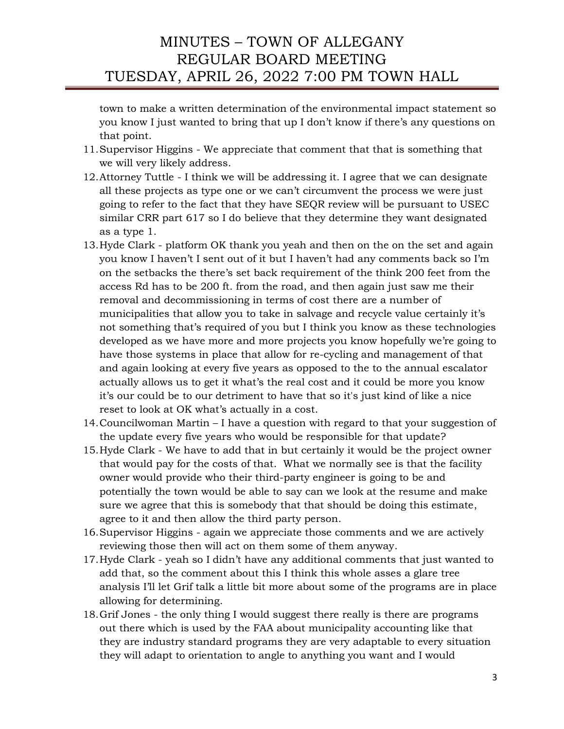town to make a written determination of the environmental impact statement so you know I just wanted to bring that up I don't know if there's any questions on that point.

11. Supervisor Higgins - We appreciate that comment that that is something that we will very likely address.
12. Attorney Tuttle - I think we will be addressing it. I agree that we can designate all these projects as type one or we can't circumvent the process we were just going to refer to the fact that they have SEQR review will be pursuant to USEC similar CRR part 617 so I do believe that they determine they want designated as a type 1.
13. Hyde Clark - platform OK thank you yeah and then on the on the set and again you know I haven't I sent out of it but I haven't had any comments back so I'm on the setbacks the there's set back requirement of the think 200 feet from the access Rd has to be 200 ft. from the road, and then again just saw me their removal and decommissioning in terms of cost there are a number of municipalities that allow you to take in salvage and recycle value certainly it's not something that's required of you but I think you know as these technologies developed as we have more and more projects you know hopefully we're going to have those systems in place that allow for re-cycling and management of that and again looking at every five years as opposed to the to the annual escalator actually allows us to get it what's the real cost and it could be more you know it's our could be to our detriment to have that so it's just kind of like a nice reset to look at OK what's actually in a cost.
14. Councilwoman Martin – I have a question with regard to that your suggestion of the update every five years who would be responsible for that update?
15. Hyde Clark - We have to add that in but certainly it would be the project owner that would pay for the costs of that. What we normally see is that the facility owner would provide who their third-party engineer is going to be and potentially the town would be able to say can we look at the resume and make sure we agree that this is somebody that that should be doing this estimate, agree to it and then allow the third party person.
16. Supervisor Higgins - again we appreciate those comments and we are actively reviewing those then will act on them some of them anyway.
17. Hyde Clark - yeah so I didn't have any additional comments that just wanted to add that, so the comment about this I think this whole asses a glare tree analysis I'll let Grif talk a little bit more about some of the programs are in place allowing for determining.
18. Grif Jones - the only thing I would suggest there really is there are programs out there which is used by the FAA about municipality accounting like that they are industry standard programs they are very adaptable to every situation they will adapt to orientation to angle to anything you want and I would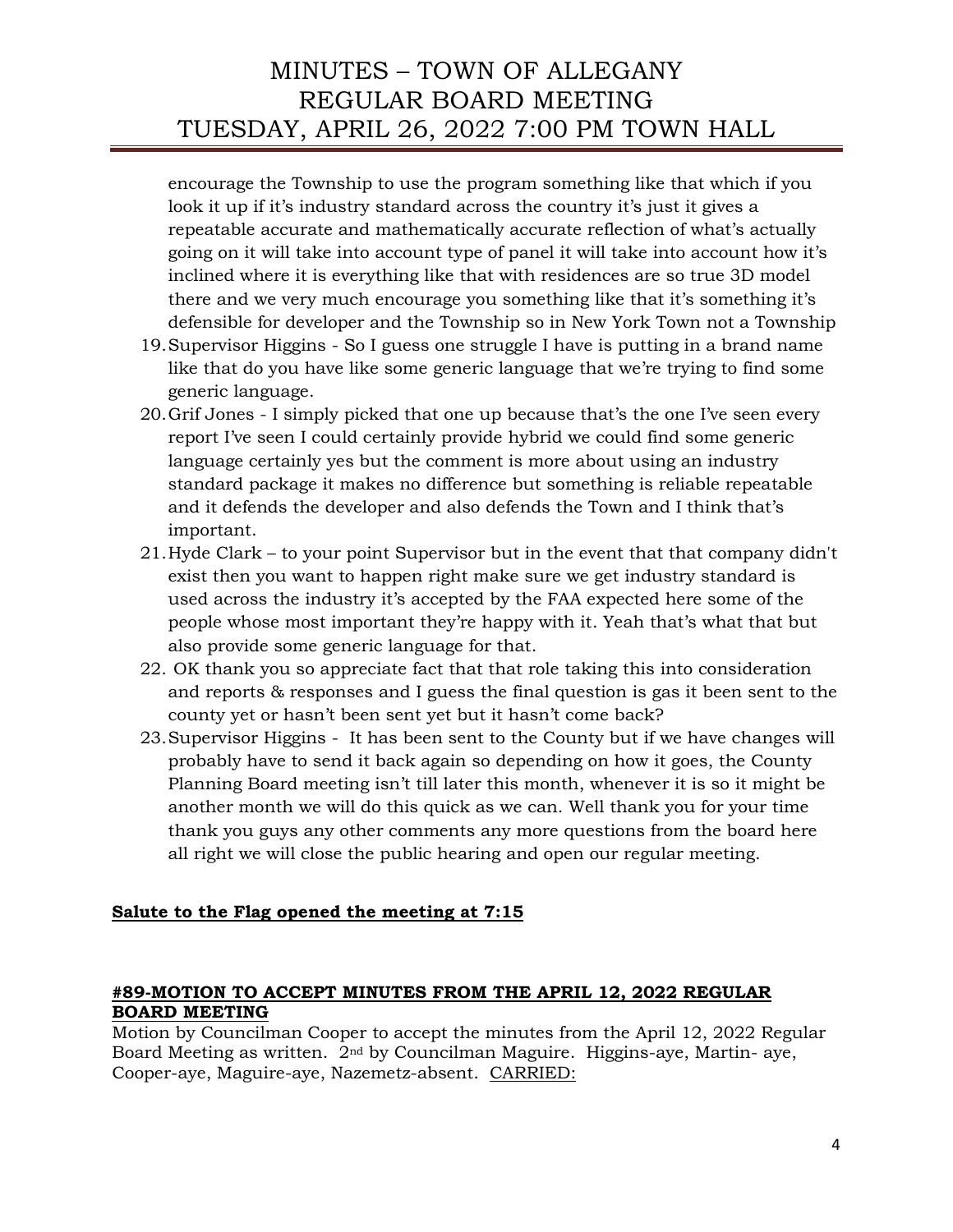encourage the Township to use the program something like that which if you look it up if it's industry standard across the country it's just it gives a repeatable accurate and mathematically accurate reflection of what's actually going on it will take into account type of panel it will take into account how it's inclined where it is everything like that with residences are so true 3D model there and we very much encourage you something like that it's something it's defensible for developer and the Township so in New York Town not a Township

19. Supervisor Higgins - So I guess one struggle I have is putting in a brand name like that do you have like some generic language that we're trying to find some generic language.
20. Grif Jones - I simply picked that one up because that's the one I've seen every report I've seen I could certainly provide hybrid we could find some generic language certainly yes but the comment is more about using an industry standard package it makes no difference but something is reliable repeatable and it defends the developer and also defends the Town and I think that's important.
21. Hyde Clark – to your point Supervisor but in the event that that company didn't exist then you want to happen right make sure we get industry standard is used across the industry it's accepted by the FAA expected here some of the people whose most important they're happy with it. Yeah that's what that but also provide some generic language for that.
22. OK thank you so appreciate fact that that role taking this into consideration and reports & responses and I guess the final question is gas it been sent to the county yet or hasn't been sent yet but it hasn't come back?
23. Supervisor Higgins - It has been sent to the County but if we have changes will probably have to send it back again so depending on how it goes, the County Planning Board meeting isn't till later this month, whenever it is so it might be another month we will do this quick as we can. Well thank you for your time thank you guys any other comments any more questions from the board here all right we will close the public hearing and open our regular meeting.

**Salute to the Flag opened the meeting at 7:15**

**#89-MOTION TO ACCEPT MINUTES FROM THE APRIL 12, 2022 REGULAR BOARD MEETING**

Motion by Councilman Cooper to accept the minutes from the April 12, 2022 Regular Board Meeting as written. 2nd by Councilman Maguire. Higgins-aye, Martin- aye, Cooper-aye, Maguire-aye, Nazemetz-absent. CARRIED: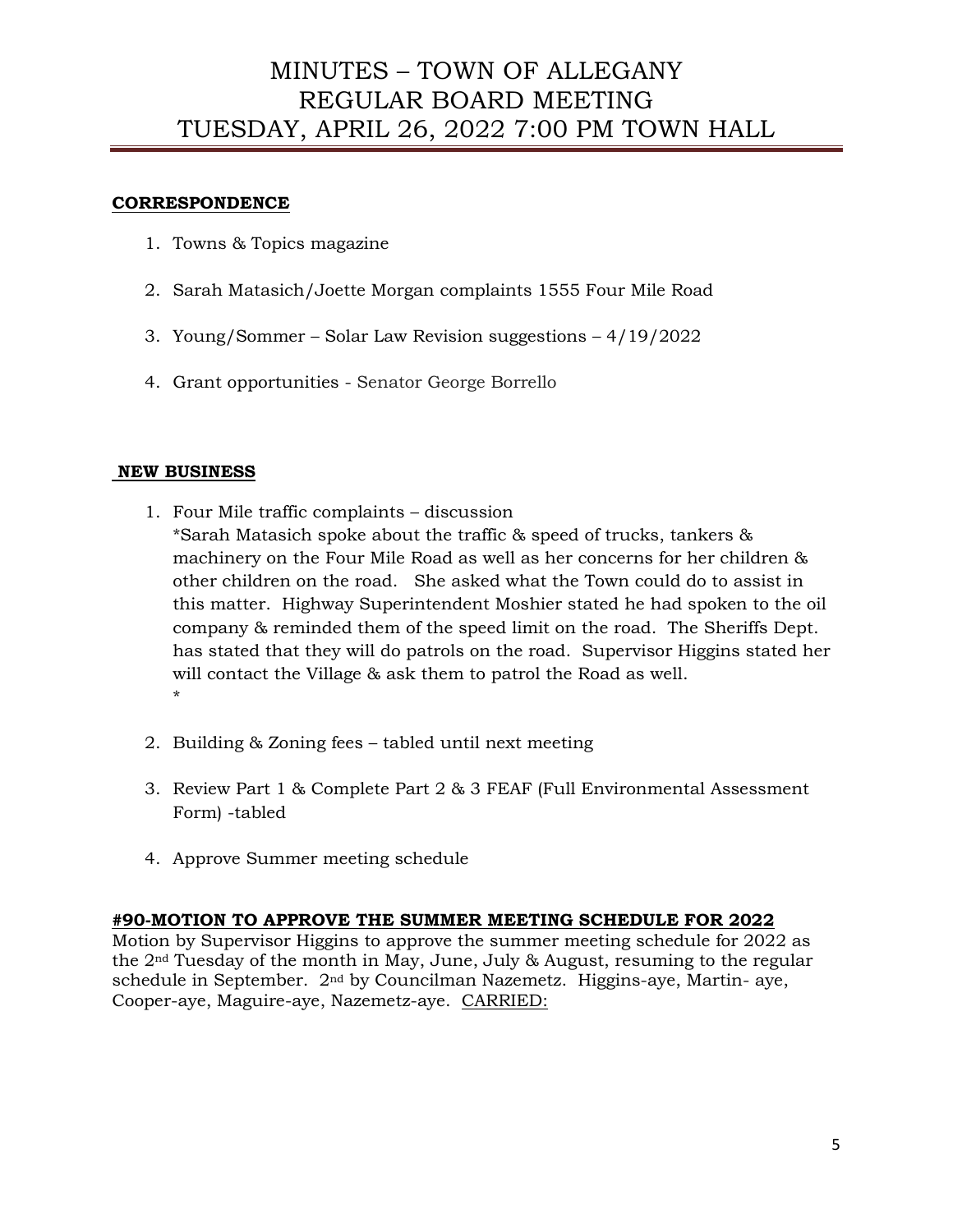# MINUTES – TOWN OF ALLEGANY
# REGULAR BOARD MEETING
# TUESDAY, APRIL 26, 2022 7:00 PM TOWN HALL

**CORRESPONDENCE**

1. Towns & Topics magazine
2. Sarah Matasich/Joette Morgan complaints 1555 Four Mile Road
3. Young/Sommer – Solar Law Revision suggestions – 4/19/2022
4. Grant opportunities - Senator George Borrello

**NEW BUSINESS**

1. Four Mile traffic complaints – discussion
   *Sarah Matasich spoke about the traffic & speed of trucks, tankers & machinery on the Four Mile Road as well as her concerns for her children & other children on the road. She asked what the Town could do to assist in this matter. Highway Superintendent Moshier stated he had spoken to the oil company & reminded them of the speed limit on the road. The Sheriffs Dept. has stated that they will do patrols on the road. Supervisor Higgins stated her will contact the Village & ask them to patrol the Road as well.
   *
2. Building & Zoning fees – tabled until next meeting
3. Review Part 1 & Complete Part 2 & 3 FEAF (Full Environmental Assessment Form) -tabled
4. Approve Summer meeting schedule

**#90-MOTION TO APPROVE THE SUMMER MEETING SCHEDULE FOR 2022**
Motion by Supervisor Higgins to approve the summer meeting schedule for 2022 as the 2nd Tuesday of the month in May, June, July & August, resuming to the regular schedule in September. 2nd by Councilman Nazemetz. Higgins-aye, Martin- aye, Cooper-aye, Maguire-aye, Nazemetz-aye. CARRIED: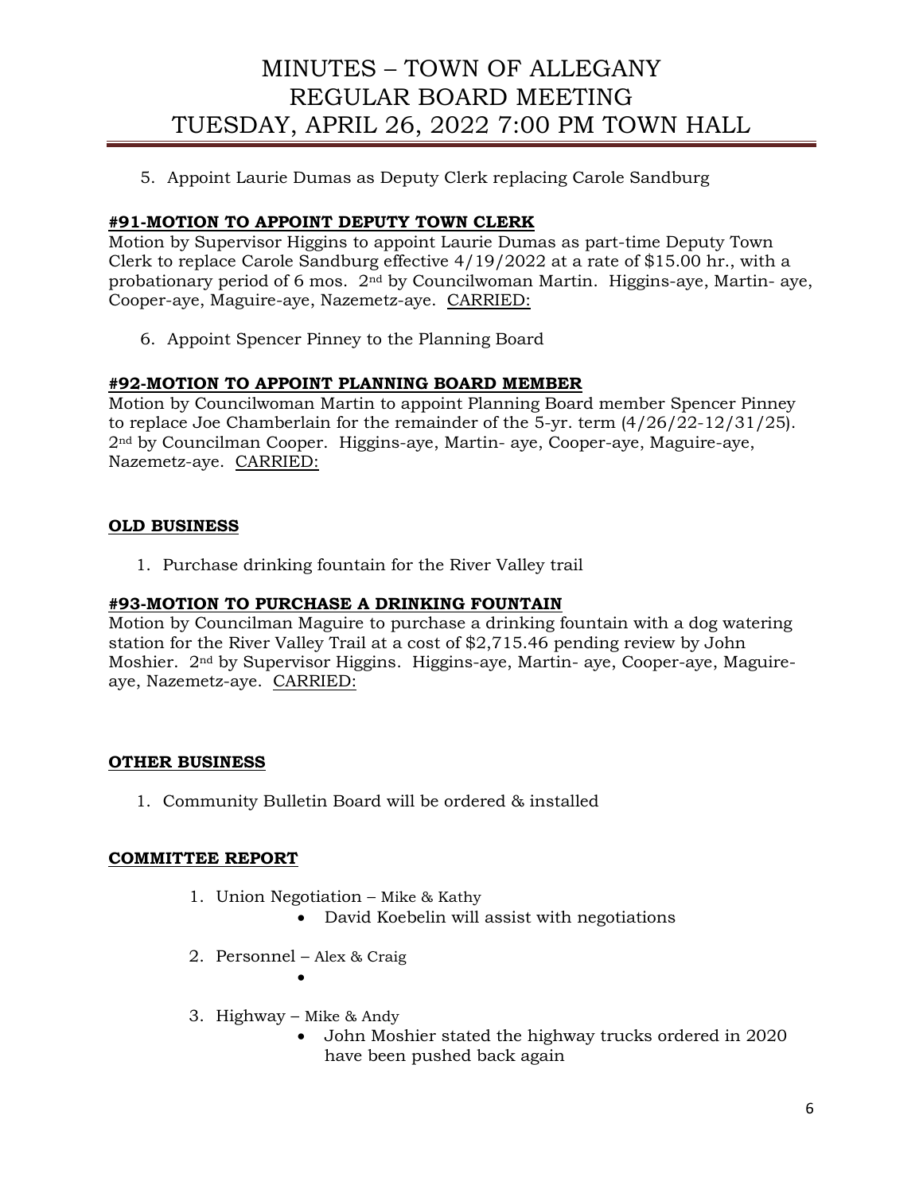5. Appoint Laurie Dumas as Deputy Clerk replacing Carole Sandburg

**#91-MOTION TO APPOINT DEPUTY TOWN CLERK**

Motion by Supervisor Higgins to appoint Laurie Dumas as part-time Deputy Town Clerk to replace Carole Sandburg effective 4/19/2022 at a rate of $15.00 hr., with a probationary period of 6 mos. 2nd by Councilwoman Martin. Higgins-aye, Martin- aye, Cooper-aye, Maguire-aye, Nazemetz-aye. CARRIED:

6. Appoint Spencer Pinney to the Planning Board

**#92-MOTION TO APPOINT PLANNING BOARD MEMBER**

Motion by Councilwoman Martin to appoint Planning Board member Spencer Pinney to replace Joe Chamberlain for the remainder of the 5-yr. term (4/26/22-12/31/25). 2nd by Councilman Cooper. Higgins-aye, Martin- aye, Cooper-aye, Maguire-aye, Nazemetz-aye. CARRIED:

**OLD BUSINESS**

1. Purchase drinking fountain for the River Valley trail

**#93-MOTION TO PURCHASE A DRINKING FOUNTAIN**

Motion by Councilman Maguire to purchase a drinking fountain with a dog watering station for the River Valley Trail at a cost of $2,715.46 pending review by John Moshier. 2nd by Supervisor Higgins. Higgins-aye, Martin- aye, Cooper-aye, Maguire-aye, Nazemetz-aye. CARRIED:

**OTHER BUSINESS**

1. Community Bulletin Board will be ordered & installed

**COMMITTEE REPORT**

1. Union Negotiation – Mike & Kathy
   - David Koebelin will assist with negotiations
2. Personnel – Alex & Craig
   - 
3. Highway – Mike & Andy
   - John Moshier stated the highway trucks ordered in 2020 have been pushed back again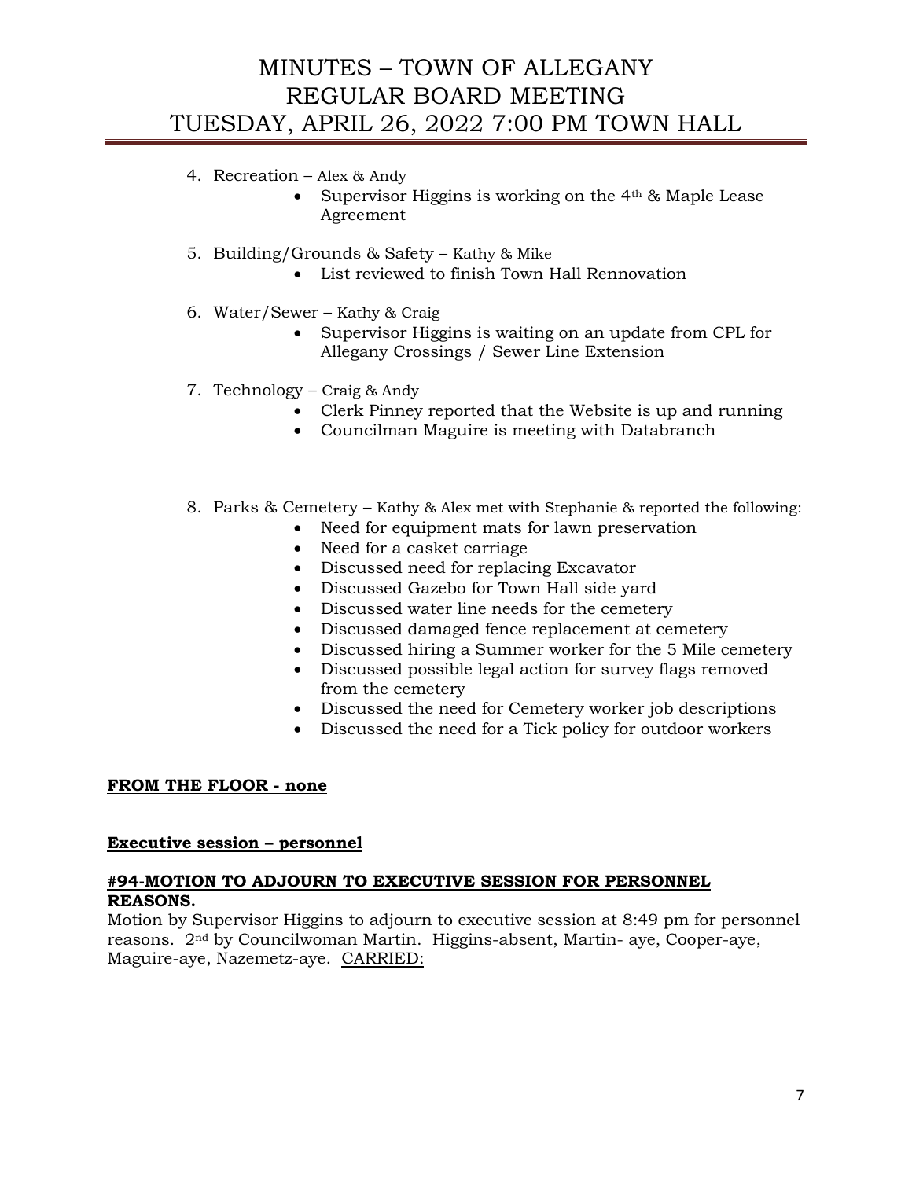4. Recreation – Alex & Andy
   - Supervisor Higgins is working on the 4th & Maple Lease Agreement

5. Building/Grounds & Safety – Kathy & Mike
   - List reviewed to finish Town Hall Rennovation

6. Water/Sewer – Kathy & Craig
   - Supervisor Higgins is waiting on an update from CPL for Allegany Crossings / Sewer Line Extension

7. Technology – Craig & Andy
   - Clerk Pinney reported that the Website is up and running
   - Councilman Maguire is meeting with Databranch

8. Parks & Cemetery – Kathy & Alex met with Stephanie & reported the following:
   - Need for equipment mats for lawn preservation
   - Need for a casket carriage
   - Discussed need for replacing Excavator
   - Discussed Gazebo for Town Hall side yard
   - Discussed water line needs for the cemetery
   - Discussed damaged fence replacement at cemetery
   - Discussed hiring a Summer worker for the 5 Mile cemetery
   - Discussed possible legal action for survey flags removed from the cemetery
   - Discussed the need for Cemetery worker job descriptions
   - Discussed the need for a Tick policy for outdoor workers

**FROM THE FLOOR - none**

**Executive session – personnel**

**#94-MOTION TO ADJOURN TO EXECUTIVE SESSION FOR PERSONNEL REASONS.**

Motion by Supervisor Higgins to adjourn to executive session at 8:49 pm for personnel reasons. 2nd by Councilwoman Martin. Higgins-absent, Martin- aye, Cooper-aye, Maguire-aye, Nazemetz-aye. CARRIED: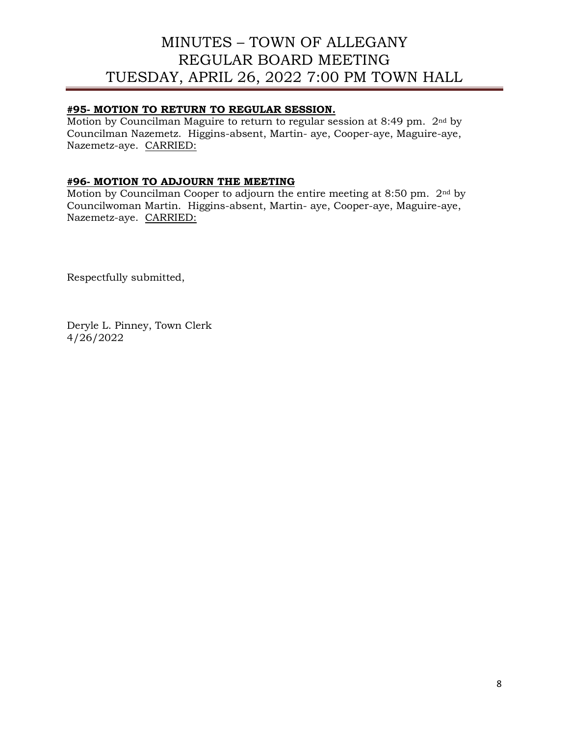#### **#95- MOTION TO RETURN TO REGULAR SESSION.**

Motion by Councilman Maguire to return to regular session at 8:49 pm. 2nd by Councilman Nazemetz. Higgins-absent, Martin- aye, Cooper-aye, Maguire-aye, Nazemetz-aye. CARRIED:

#### **#96- MOTION TO ADJOURN THE MEETING**

Motion by Councilman Cooper to adjourn the entire meeting at 8:50 pm. 2nd by Councilwoman Martin. Higgins-absent, Martin- aye, Cooper-aye, Maguire-aye, Nazemetz-aye. CARRIED:

Respectfully submitted,

Deryle L. Pinney, Town Clerk
4/26/2022